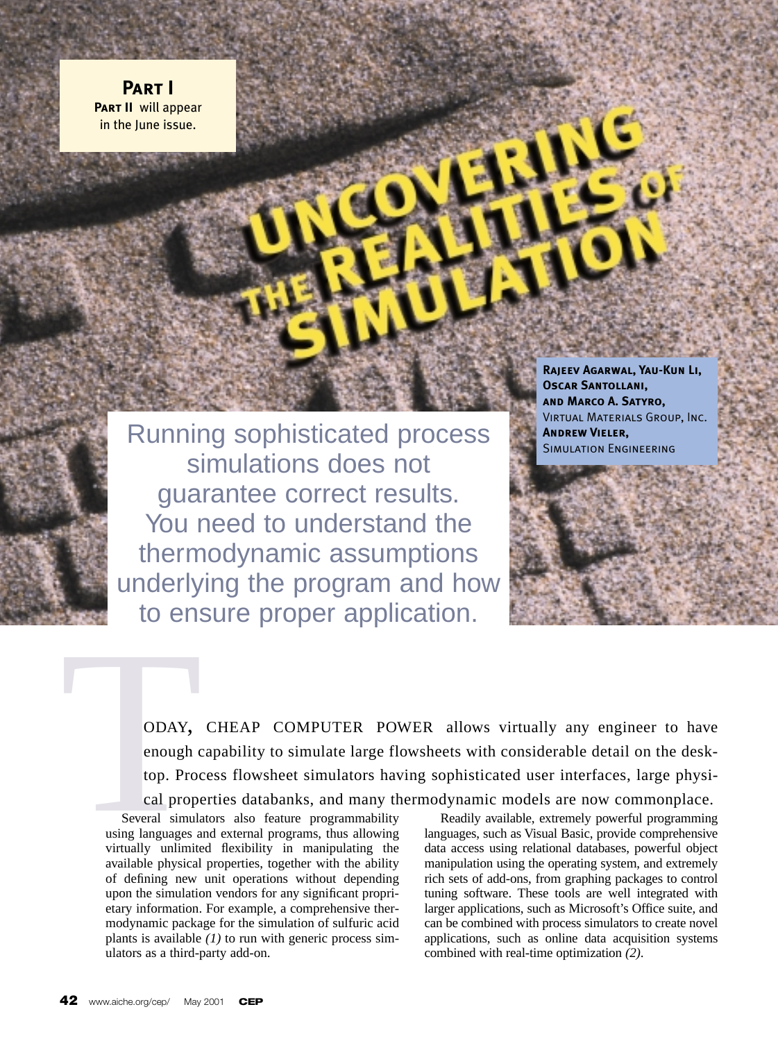**Part I**

**Part II** will appear in the June issue.

# Uncovering the Realities of Simulation

**Rajeev Agarwal, Yau-Kun Li, Oscar Santollani, and Marco A. Satyro,**
Virtual Materials Group, Inc.
**Andrew Vieler,**
Simulation Engineering

Running sophisticated process simulations does not guarantee correct results. You need to understand the thermodynamic assumptions underlying the program and how to ensure proper application.

TODAY, CHEAP COMPUTER POWER allows virtually any engineer to have enough capability to simulate large flowsheets with considerable detail on the desktop. Process flowsheet simulators having sophisticated user interfaces, large physical properties databanks, and many thermodynamic models are now commonplace.

Several simulators also feature programmability using languages and external programs, thus allowing virtually unlimited flexibility in manipulating the available physical properties, together with the ability of defining new unit operations without depending upon the simulation vendors for any significant proprietary information. For example, a comprehensive thermodynamic package for the simulation of sulfuric acid plants is available *(1)* to run with generic process simulators as a third-party add-on.

Readily available, extremely powerful programming languages, such as Visual Basic, provide comprehensive data access using relational databases, powerful object manipulation using the operating system, and extremely rich sets of add-ons, from graphing packages to control tuning software. These tools are well integrated with larger applications, such as Microsoft's Office suite, and can be combined with process simulators to create novel applications, such as online data acquisition systems combined with real-time optimization *(2)*.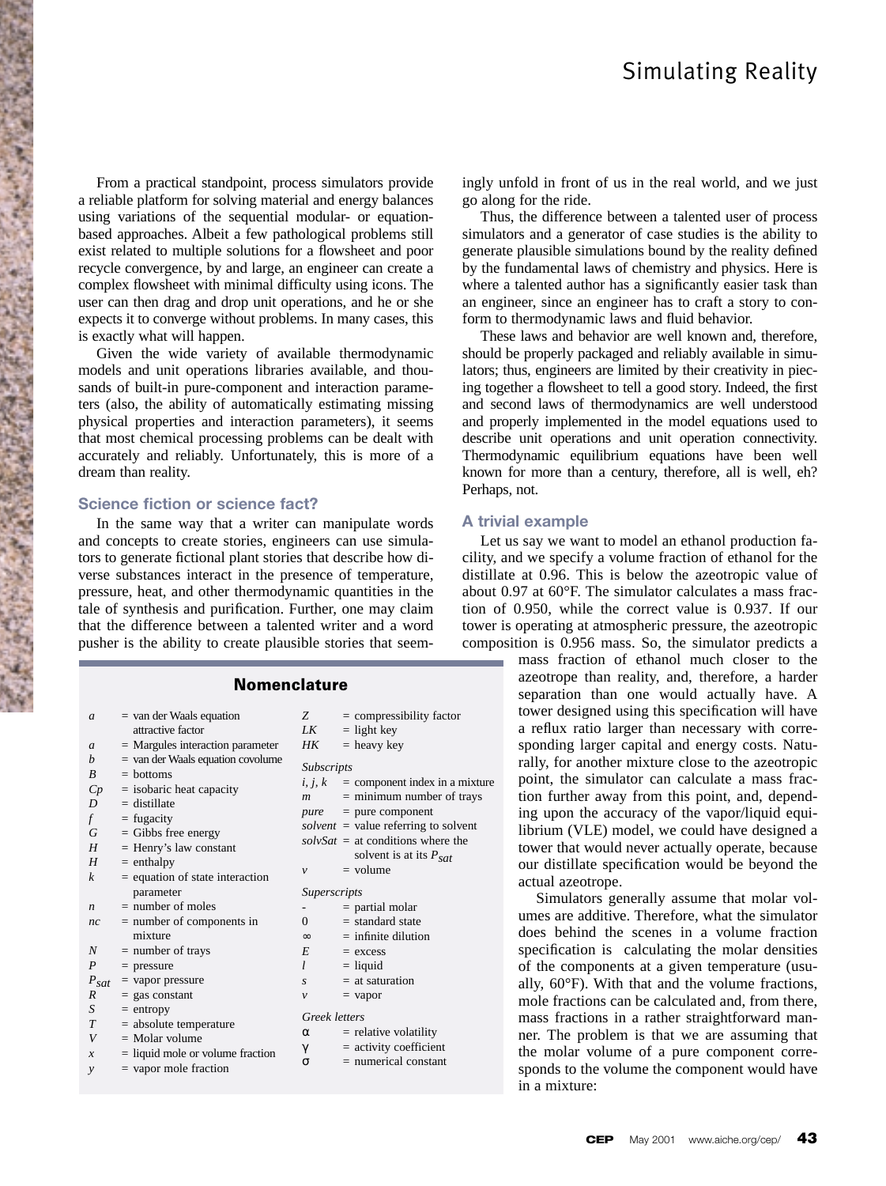From a practical standpoint, process simulators provide a reliable platform for solving material and energy balances using variations of the sequential modular- or equation-based approaches. Albeit a few pathological problems still exist related to multiple solutions for a flowsheet and poor recycle convergence, by and large, an engineer can create a complex flowsheet with minimal difficulty using icons. The user can then drag and drop unit operations, and he or she expects it to converge without problems. In many cases, this is exactly what will happen.

Given the wide variety of available thermodynamic models and unit operations libraries available, and thousands of built-in pure-component and interaction parameters (also, the ability of automatically estimating missing physical properties and interaction parameters), it seems that most chemical processing problems can be dealt with accurately and reliably. Unfortunately, this is more of a dream than reality.

### Science fiction or science fact?

In the same way that a writer can manipulate words and concepts to create stories, engineers can use simulators to generate fictional plant stories that describe how diverse substances interact in the presence of temperature, pressure, heat, and other thermodynamic quantities in the tale of synthesis and purification. Further, one may claim that the difference between a talented writer and a word pusher is the ability to create plausible stories that seemingly unfold in front of us in the real world, and we just go along for the ride.

Thus, the difference between a talented user of process simulators and a generator of case studies is the ability to generate plausible simulations bound by the reality defined by the fundamental laws of chemistry and physics. Here is where a talented author has a significantly easier task than an engineer, since an engineer has to craft a story to conform to thermodynamic laws and fluid behavior.

These laws and behavior are well known and, therefore, should be properly packaged and reliably available in simulators; thus, engineers are limited by their creativity in piecing together a flowsheet to tell a good story. Indeed, the first and second laws of thermodynamics are well understood and properly implemented in the model equations used to describe unit operations and unit operation connectivity. Thermodynamic equilibrium equations have been well known for more than a century, therefore, all is well, eh? Perhaps, not.

### A trivial example

Let us say we want to model an ethanol production facility, and we specify a volume fraction of ethanol for the distillate at 0.96. This is below the azeotropic value of about 0.97 at 60°F. The simulator calculates a mass fraction of 0.950, while the correct value is 0.937. If our tower is operating at atmospheric pressure, the azeotropic composition is 0.956 mass. So, the simulator predicts a mass fraction of ethanol much closer to the azeotrope than reality, and, therefore, a harder separation than one would actually have. A tower designed using this specification will have a reflux ratio larger than necessary with corresponding larger capital and energy costs. Naturally, for another mixture close to the azeotropic point, the simulator can calculate a mass fraction further away from this point, and, depending upon the accuracy of the vapor/liquid equilibrium (VLE) model, we could have designed a tower that would never actually operate, because our distillate specification would be beyond the actual azeotrope.

Simulators generally assume that molar volumes are additive. Therefore, what the simulator does behind the scenes in a volume fraction specification is calculating the molar densities of the components at a given temperature (usually, 60°F). With that and the volume fractions, mole fractions can be calculated and, from there, mass fractions in a rather straightforward manner. The problem is that we are assuming that the molar volume of a pure component corresponds to the volume the component would have in a mixture:

### Nomenclature

| Symbol | Definition |
|---|---|
| $a$ | = van der Waals equation attractive factor |
| $a$ | = Margules interaction parameter |
| $b$ | = van der Waals equation covolume |
| $B$ | = bottoms |
| $Cp$ | = isobaric heat capacity |
| $D$ | = distillate |
| $f$ | = fugacity |
| $G$ | = Gibbs free energy |
| $H$ | = Henry's law constant |
| $H$ | = enthalpy |
| $k$ | = equation of state interaction parameter |
| $n$ | = number of moles |
| $nc$ | = number of components in mixture |
| $N$ | = number of trays |
| $P$ | = pressure |
| $P_{sat}$ | = vapor pressure |
| $R$ | = gas constant |
| $S$ | = entropy |
| $T$ | = absolute temperature |
| $V$ | = Molar volume |
| $x$ | = liquid mole or volume fraction |
| $y$ | = vapor mole fraction |
| $Z$ | = compressibility factor |
| $LK$ | = light key |
| $HK$ | = heavy key |

*Subscripts*

| Symbol | Definition |
|---|---|
| $i, j, k$ | = component index in a mixture |
| $m$ | = minimum number of trays |
| $pure$ | = pure component |
| $solvent$ | = value referring to solvent |
| $solvSat$ | = at conditions where the solvent is at its $P_{sat}$ |
| $v$ | = volume |

*Superscripts*

| Symbol | Definition |
|---|---|
| $\bar{}$ | = partial molar |
| $0$ | = standard state |
| $\infty$ | = infinite dilution |
| $E$ | = excess |
| $l$ | = liquid |
| $s$ | = at saturation |
| $v$ | = vapor |

*Greek letters*

| Symbol | Definition |
|---|---|
| $\alpha$ | = relative volatility |
| $\gamma$ | = activity coefficient |
| $\sigma$ | = numerical constant |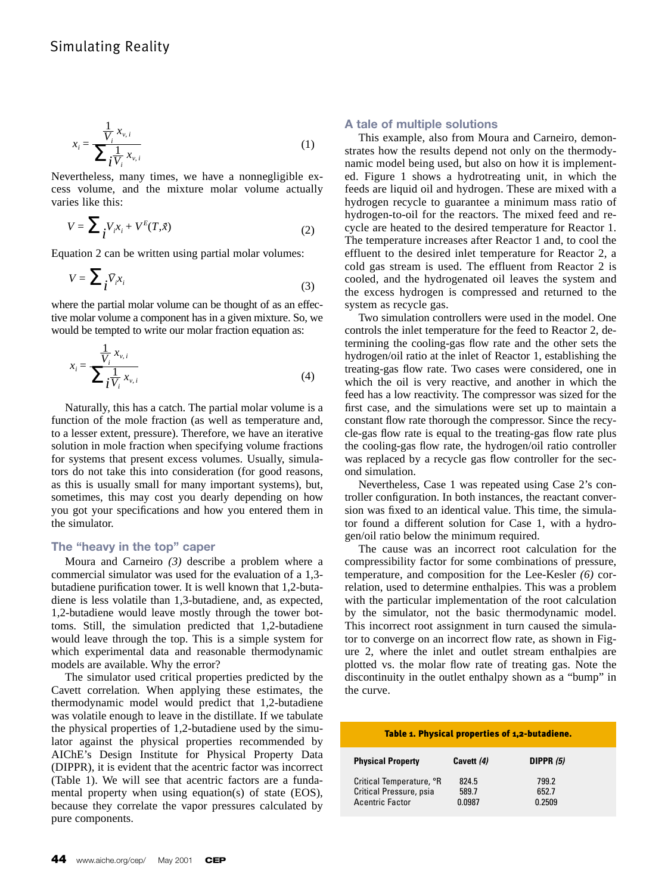$$x_i = \frac{\frac{1}{V_i} x_{v,i}}{\sum_i \frac{1}{V_i} x_{v,i}} \quad (1)$$

Nevertheless, many times, we have a nonnegligible excess volume, and the mixture molar volume actually varies like this:

$$V = \sum_i V_i x_i + V^E(T, \vec{x}) \quad (2)$$

Equation 2 can be written using partial molar volumes:

$$V = \sum_i \bar{V}_i x_i \quad (3)$$

where the partial molar volume can be thought of as an effective molar volume a component has in a given mixture. So, we would be tempted to write our molar fraction equation as:

$$x_i = \frac{\frac{1}{\bar{V}_i} x_{v,i}}{\sum_i \frac{1}{\bar{V}_i} x_{v,i}} \quad (4)$$

Naturally, this has a catch. The partial molar volume is a function of the mole fraction (as well as temperature and, to a lesser extent, pressure). Therefore, we have an iterative solution in mole fraction when specifying volume fractions for systems that present excess volumes. Usually, simulators do not take this into consideration (for good reasons, as this is usually small for many important systems), but, sometimes, this may cost you dearly depending on how you got your specifications and how you entered them in the simulator.

## The "heavy in the top" caper

Moura and Carneiro *(3)* describe a problem where a commercial simulator was used for the evaluation of a 1,3-butadiene purification tower. It is well known that 1,2-butadiene is less volatile than 1,3-butadiene, and, as expected, 1,2-butadiene would leave mostly through the tower bottoms. Still, the simulation predicted that 1,2-butadiene would leave through the top. This is a simple system for which experimental data and reasonable thermodynamic models are available. Why the error?

The simulator used critical properties predicted by the Cavett correlation. When applying these estimates, the thermodynamic model would predict that 1,2-butadiene was volatile enough to leave in the distillate. If we tabulate the physical properties of 1,2-butadiene used by the simulator against the physical properties recommended by AIChE's Design Institute for Physical Property Data (DIPPR), it is evident that the acentric factor was incorrect (Table 1). We will see that acentric factors are a fundamental property when using equation(s) of state (EOS), because they correlate the vapor pressures calculated by pure components.

## A tale of multiple solutions

This example, also from Moura and Carneiro, demonstrates how the results depend not only on the thermodynamic model being used, but also on how it is implemented. Figure 1 shows a hydrotreating unit, in which the feeds are liquid oil and hydrogen. These are mixed with a hydrogen recycle to guarantee a minimum mass ratio of hydrogen-to-oil for the reactors. The mixed feed and recycle are heated to the desired temperature for Reactor 1. The temperature increases after Reactor 1 and, to cool the effluent to the desired inlet temperature for Reactor 2, a cold gas stream is used. The effluent from Reactor 2 is cooled, and the hydrogenated oil leaves the system and the excess hydrogen is compressed and returned to the system as recycle gas.

Two simulation controllers were used in the model. One controls the inlet temperature for the feed to Reactor 2, determining the cooling-gas flow rate and the other sets the hydrogen/oil ratio at the inlet of Reactor 1, establishing the treating-gas flow rate. Two cases were considered, one in which the oil is very reactive, and another in which the feed has a low reactivity. The compressor was sized for the first case, and the simulations were set up to maintain a constant flow rate thorough the compressor. Since the recycle-gas flow rate is equal to the treating-gas flow rate plus the cooling-gas flow rate, the hydrogen/oil ratio controller was replaced by a recycle gas flow controller for the second simulation.

Nevertheless, Case 1 was repeated using Case 2's controller configuration. In both instances, the reactant conversion was fixed to an identical value. This time, the simulator found a different solution for Case 1, with a hydrogen/oil ratio below the minimum required.

The cause was an incorrect root calculation for the compressibility factor for some combinations of pressure, temperature, and composition for the Lee-Kesler *(6)* correlation, used to determine enthalpies. This was a problem with the particular implementation of the root calculation by the simulator, not the basic thermodynamic model. This incorrect root assignment in turn caused the simulator to converge on an incorrect flow rate, as shown in Figure 2, where the inlet and outlet stream enthalpies are plotted vs. the molar flow rate of treating gas. Note the discontinuity in the outlet enthalpy shown as a "bump" in the curve.

**Table 1. Physical properties of 1,2-butadiene.**

| Physical Property | Cavett *(4)* | DIPPR *(5)* |
|---|---|---|
| Critical Temperature, °R | 824.5 | 799.2 |
| Critical Pressure, psia | 589.7 | 652.7 |
| Acentric Factor | 0.0987 | 0.2509 |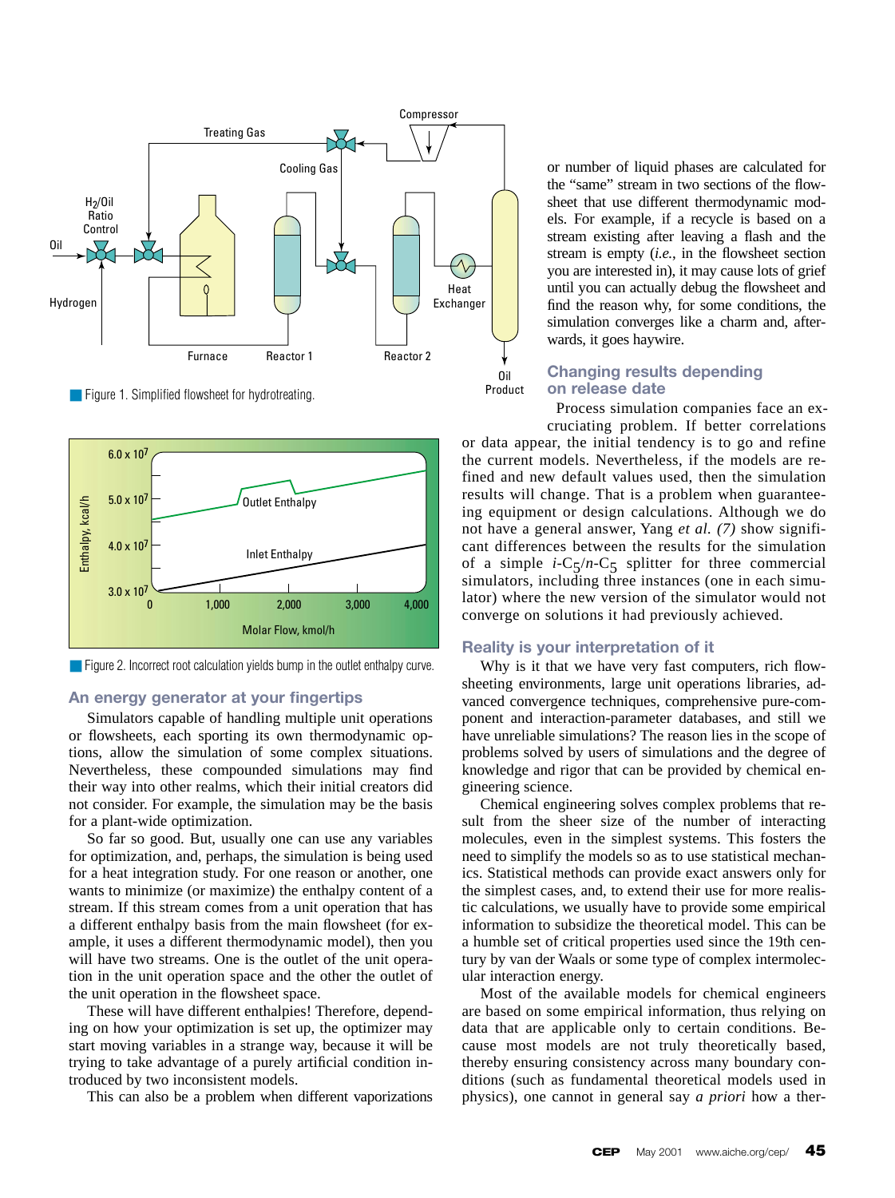Figure 1. Simplified flowsheet for hydrotreating.

Figure 2. Incorrect root calculation yields bump in the outlet enthalpy curve.

## An energy generator at your fingertips

Simulators capable of handling multiple unit operations or flowsheets, each sporting its own thermodynamic options, allow the simulation of some complex situations. Nevertheless, these compounded simulations may find their way into other realms, which their initial creators did not consider. For example, the simulation may be the basis for a plant-wide optimization.

So far so good. But, usually one can use any variables for optimization, and, perhaps, the simulation is being used for a heat integration study. For one reason or another, one wants to minimize (or maximize) the enthalpy content of a stream. If this stream comes from a unit operation that has a different enthalpy basis from the main flowsheet (for example, it uses a different thermodynamic model), then you will have two streams. One is the outlet of the unit operation in the unit operation space and the other the outlet of the unit operation in the flowsheet space.

These will have different enthalpies! Therefore, depending on how your optimization is set up, the optimizer may start moving variables in a strange way, because it will be trying to take advantage of a purely artificial condition introduced by two inconsistent models.

This can also be a problem when different vaporizations or number of liquid phases are calculated for the "same" stream in two sections of the flowsheet that use different thermodynamic models. For example, if a recycle is based on a stream existing after leaving a flash and the stream is empty (*i.e.*, in the flowsheet section you are interested in), it may cause lots of grief until you can actually debug the flowsheet and find the reason why, for some conditions, the simulation converges like a charm and, afterwards, it goes haywire.

## Changing results depending on release date

Process simulation companies face an excruciating problem. If better correlations or data appear, the initial tendency is to go and refine the current models. Nevertheless, if the models are refined and new default values used, then the simulation results will change. That is a problem when guaranteeing equipment or design calculations. Although we do not have a general answer, Yang *et al.* *(7)* show significant differences between the results for the simulation of a simple *i*-$C_5$/*n*-$C_5$ splitter for three commercial simulators, including three instances (one in each simulator) where the new version of the simulator would not converge on solutions it had previously achieved.

## Reality is your interpretation of it

Why is it that we have very fast computers, rich flowsheeting environments, large unit operations libraries, advanced convergence techniques, comprehensive pure-component and interaction-parameter databases, and still we have unreliable simulations? The reason lies in the scope of problems solved by users of simulations and the degree of knowledge and rigor that can be provided by chemical engineering science.

Chemical engineering solves complex problems that result from the sheer size of the number of interacting molecules, even in the simplest systems. This fosters the need to simplify the models so as to use statistical mechanics. Statistical methods can provide exact answers only for the simplest cases, and, to extend their use for more realistic calculations, we usually have to provide some empirical information to subsidize the theoretical model. This can be a humble set of critical properties used since the 19th century by van der Waals or some type of complex intermolecular interaction energy.

Most of the available models for chemical engineers are based on some empirical information, thus relying on data that are applicable only to certain conditions. Because most models are not truly theoretically based, thereby ensuring consistency across many boundary conditions (such as fundamental theoretical models used in physics), one cannot in general say *a priori* how a ther-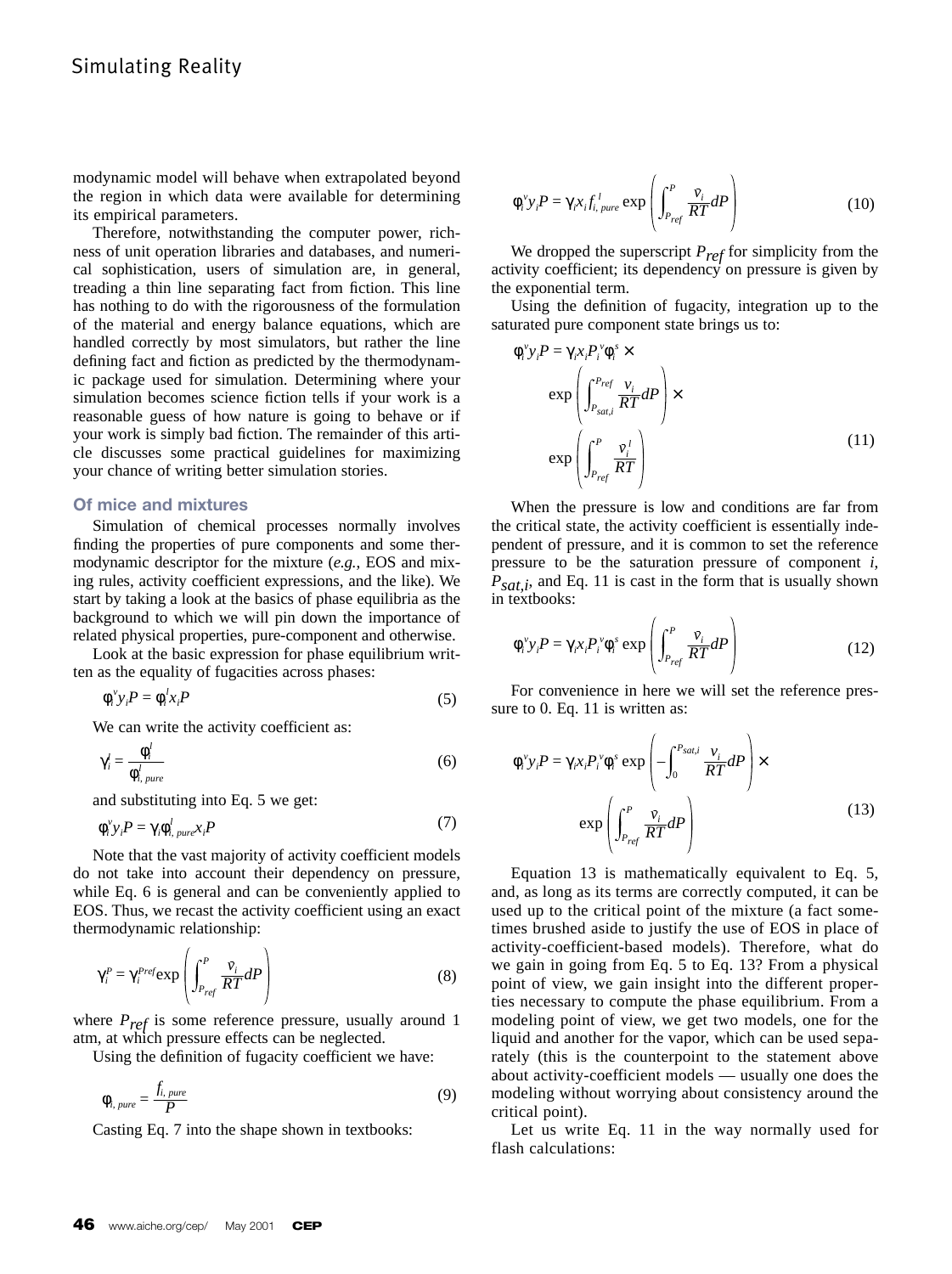modynamic model will behave when extrapolated beyond the region in which data were available for determining its empirical parameters.

Therefore, notwithstanding the computer power, richness of unit operation libraries and databases, and numerical sophistication, users of simulation are, in general, treading a thin line separating fact from fiction. This line has nothing to do with the rigorousness of the formulation of the material and energy balance equations, which are handled correctly by most simulators, but rather the line defining fact and fiction as predicted by the thermodynamic package used for simulation. Determining where your simulation becomes science fiction tells if your work is a reasonable guess of how nature is going to behave or if your work is simply bad fiction. The remainder of this article discusses some practical guidelines for maximizing your chance of writing better simulation stories.

### Of mice and mixtures

Simulation of chemical processes normally involves finding the properties of pure components and some thermodynamic descriptor for the mixture (*e.g.*, EOS and mixing rules, activity coefficient expressions, and the like). We start by taking a look at the basics of phase equilibria as the background to which we will pin down the importance of related physical properties, pure-component and otherwise.

Look at the basic expression for phase equilibrium written as the equality of fugacities across phases:

$$\phi_i^v y_i P = \phi_i^l x_i P \tag{5}$$

We can write the activity coefficient as:

$$\gamma_i^l = \frac{\phi_i^l}{\phi_{i,\,pure}^l} \tag{6}$$

and substituting into Eq. 5 we get:

$$\phi_i^v y_i P = \gamma_i \phi_{i,\,pure}^l x_i P \tag{7}$$

Note that the vast majority of activity coefficient models do not take into account their dependency on pressure, while Eq. 6 is general and can be conveniently applied to EOS. Thus, we recast the activity coefficient using an exact thermodynamic relationship:

$$\gamma_i^P = \gamma_i^{P_{ref}} \exp\left(\int_{P_{ref}}^{P} \frac{\bar{v}_i}{RT} dP\right) \tag{8}$$

where $P_{ref}$ is some reference pressure, usually around 1 atm, at which pressure effects can be neglected.

Using the definition of fugacity coefficient we have:

$$\phi_{i,\,pure} = \frac{f_{i,\,pure}}{P} \tag{9}$$

Casting Eq. 7 into the shape shown in textbooks:

$$\phi_i^v y_i P = \gamma_i x_i f_{i,\,pure}^{\,l} \exp\left(\int_{P_{ref}}^{P} \frac{\bar{v}_i}{RT} dP\right) \tag{10}$$

We dropped the superscript $P_{ref}$ for simplicity from the activity coefficient; its dependency on pressure is given by the exponential term.

Using the definition of fugacity, integration up to the saturated pure component state brings us to:

$$\phi_i^v y_i P = \gamma_i x_i P_i^v \phi_i^s \times \exp\left(\int_{P_{sat,i}}^{P_{ref}} \frac{v_i}{RT} dP\right) \times \exp\left(\int_{P_{ref}}^{P} \frac{\bar{v}_i^{\,l}}{RT}\right) \tag{11}$$

When the pressure is low and conditions are far from the critical state, the activity coefficient is essentially independent of pressure, and it is common to set the reference pressure to be the saturation pressure of component *i*, $P_{sat,i}$, and Eq. 11 is cast in the form that is usually shown in textbooks:

$$\phi_i^v y_i P = \gamma_i x_i P_i^v \phi_i^s \exp\left(\int_{P_{ref}}^{P} \frac{\bar{v}_i}{RT} dP\right) \tag{12}$$

For convenience in here we will set the reference pressure to 0. Eq. 11 is written as:

$$\phi_i^v y_i P = \gamma_i x_i P_i^v \phi_i^s \exp\left(-\int_{0}^{P_{sat,i}} \frac{v_i}{RT} dP\right) \times \exp\left(\int_{P_{ref}}^{P} \frac{\bar{v}_i}{RT} dP\right) \tag{13}$$

Equation 13 is mathematically equivalent to Eq. 5, and, as long as its terms are correctly computed, it can be used up to the critical point of the mixture (a fact sometimes brushed aside to justify the use of EOS in place of activity-coefficient-based models). Therefore, what do we gain in going from Eq. 5 to Eq. 13? From a physical point of view, we gain insight into the different properties necessary to compute the phase equilibrium. From a modeling point of view, we get two models, one for the liquid and another for the vapor, which can be used separately (this is the counterpoint to the statement above about activity-coefficient models — usually one does the modeling without worrying about consistency around the critical point).

Let us write Eq. 11 in the way normally used for flash calculations: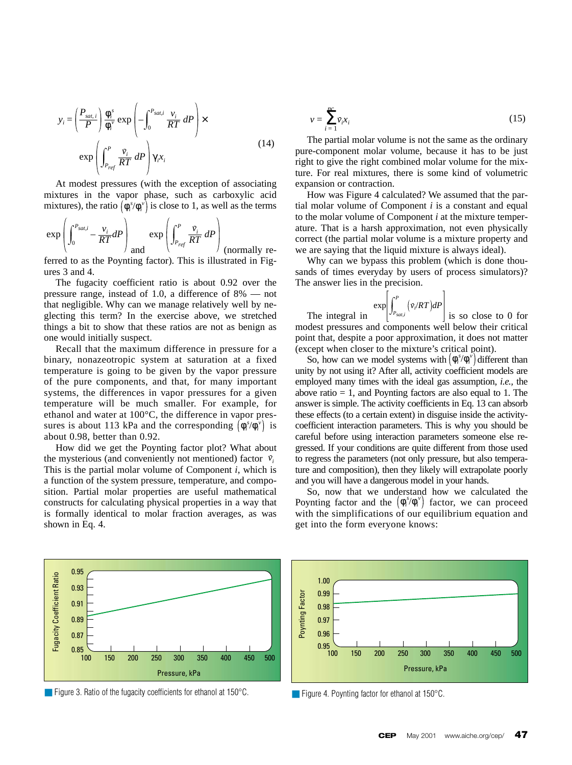$$y_i = \left(\frac{P_{sat,i}}{P}\right)\frac{\phi_i^s}{\phi_i^v}\exp\left(-\int_0^{P_{sat,i}}\frac{v_i}{RT}dP\right)\times \exp\left(\int_{P_{ref}}^{P}\frac{\bar{v}_i}{RT}dP\right)\gamma_i x_i \quad (14)$$

At modest pressures (with the exception of associating mixtures in the vapor phase, such as carboxylic acid mixtures), the ratio $\left(\phi_i^s/\phi_i^v\right)$ is close to 1, as well as the terms $\exp\left(\int_0^{P_{sat,i}} -\frac{v_i}{RT}dP\right)$ and $\exp\left(\int_{P_{ref}}^{P}\frac{\bar{v}_i}{RT}dP\right)$ (normally referred to as the Poynting factor). This is illustrated in Figures 3 and 4.

The fugacity coefficient ratio is about 0.92 over the pressure range, instead of 1.0, a difference of 8% — not that negligible. Why can we manage relatively well by neglecting this term? In the exercise above, we stretched things a bit to show that these ratios are not as benign as one would initially suspect.

Recall that the maximum difference in pressure for a binary, nonazeotropic system at saturation at a fixed temperature is going to be given by the vapor pressure of the pure components, and that, for many important systems, the differences in vapor pressures for a given temperature will be much smaller. For example, for ethanol and water at 100°C, the difference in vapor pressures is about 113 kPa and the corresponding $\left(\phi_i^s/\phi_i^v\right)$ is about 0.98, better than 0.92.

How did we get the Poynting factor plot? What about the mysterious (and conveniently not mentioned) factor $\bar{v}_i$. This is the partial molar volume of Component $i$, which is a function of the system pressure, temperature, and composition. Partial molar properties are useful mathematical constructs for calculating physical properties in a way that is formally identical to molar fraction averages, as was shown in Eq. 4.

$$v = \sum_{i=1}^{nc} \bar{v}_i x_i \quad (15)$$

The partial molar volume is not the same as the ordinary pure-component molar volume, because it has to be just right to give the right combined molar volume for the mixture. For real mixtures, there is some kind of volumetric expansion or contraction.

How was Figure 4 calculated? We assumed that the partial molar volume of Component $i$ is a constant and equal to the molar volume of Component $i$ at the mixture temperature. That is a harsh approximation, not even physically correct (the partial molar volume is a mixture property and we are saying that the liquid mixture is always ideal).

Why can we bypass this problem (which is done thousands of times everyday by users of process simulators)? The answer lies in the precision.

The integral in $\exp\left[\int_{P_{sat,i}}^{P}\left(\bar{v}_i/RT\right)dP\right]$ is so close to 0 for modest pressures and components well below their critical point that, despite a poor approximation, it does not matter (except when closer to the mixture's critical point).

So, how can we model systems with $\left(\phi_i^s/\phi_i^v\right)$ different than unity by not using it? After all, activity coefficient models are employed many times with the ideal gas assumption, *i.e.*, the above ratio = 1, and Poynting factors are also equal to 1. The answer is simple. The activity coefficients in Eq. 13 can absorb these effects (to a certain extent) in disguise inside the activity-coefficient interaction parameters. This is why you should be careful before using interaction parameters someone else regressed. If your conditions are quite different from those used to regress the parameters (not only pressure, but also temperature and composition), then they likely will extrapolate poorly and you will have a dangerous model in your hands.

So, now that we understand how we calculated the Poynting factor and the $\left(\phi_i^s/\phi_i^v\right)$ factor, we can proceed with the simplifications of our equilibrium equation and get into the form everyone knows:

Figure 3. Ratio of the fugacity coefficients for ethanol at 150°C.

Figure 4. Poynting factor for ethanol at 150°C.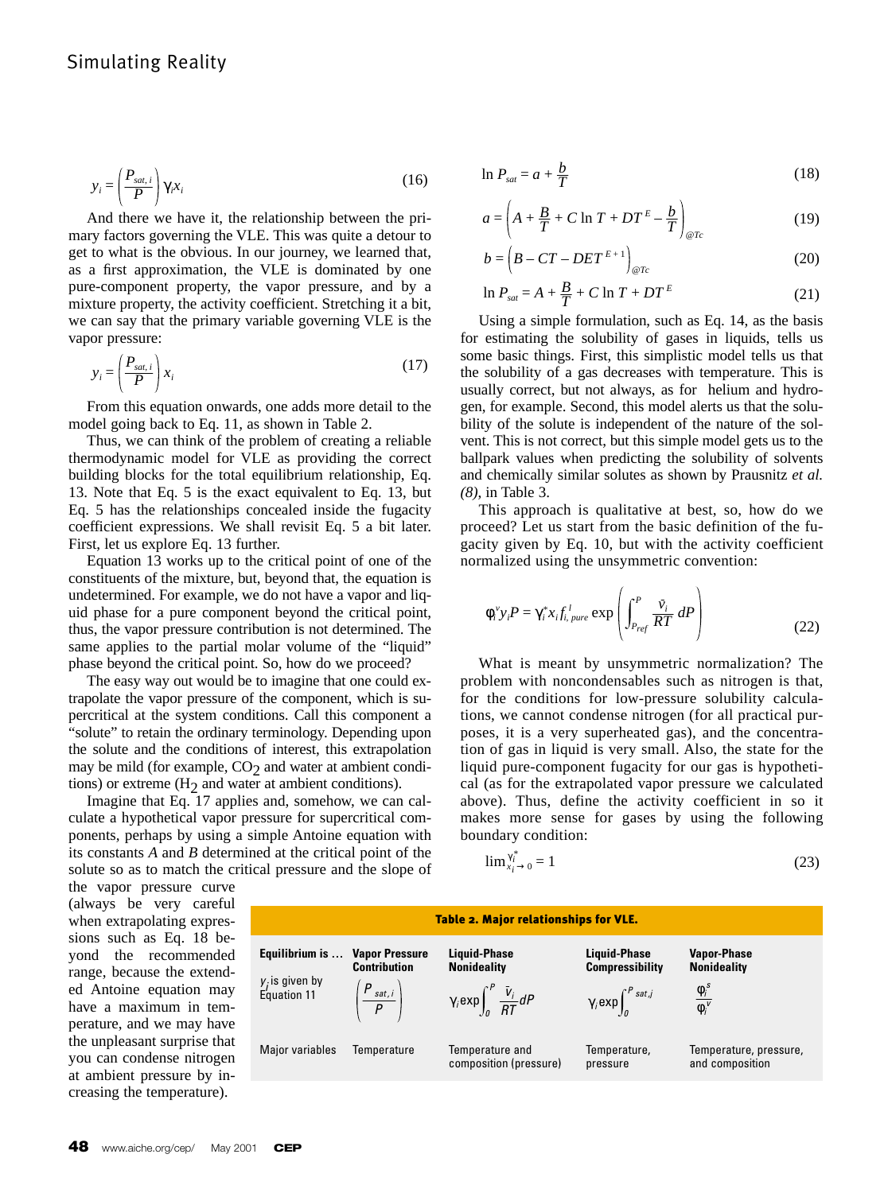$$y_i = \left(\frac{P_{sat,\,i}}{P}\right)\gamma_i x_i \tag{16}$$

And there we have it, the relationship between the primary factors governing the VLE. This was quite a detour to get to what is the obvious. In our journey, we learned that, as a first approximation, the VLE is dominated by one pure-component property, the vapor pressure, and by a mixture property, the activity coefficient. Stretching it a bit, we can say that the primary variable governing VLE is the vapor pressure:

$$y_i = \left(\frac{P_{sat,\,i}}{P}\right) x_i \tag{17}$$

From this equation onwards, one adds more detail to the model going back to Eq. 11, as shown in Table 2.

Thus, we can think of the problem of creating a reliable thermodynamic model for VLE as providing the correct building blocks for the total equilibrium relationship, Eq. 13. Note that Eq. 5 is the exact equivalent to Eq. 13, but Eq. 5 has the relationships concealed inside the fugacity coefficient expressions. We shall revisit Eq. 5 a bit later. First, let us explore Eq. 13 further.

Equation 13 works up to the critical point of one of the constituents of the mixture, but, beyond that, the equation is undetermined. For example, we do not have a vapor and liquid phase for a pure component beyond the critical point, thus, the vapor pressure contribution is not determined. The same applies to the partial molar volume of the "liquid" phase beyond the critical point. So, how do we proceed?

The easy way out would be to imagine that one could extrapolate the vapor pressure of the component, which is supercritical at the system conditions. Call this component a "solute" to retain the ordinary terminology. Depending upon the solute and the conditions of interest, this extrapolation may be mild (for example, $CO_2$ and water at ambient conditions) or extreme ($H_2$ and water at ambient conditions).

Imagine that Eq. 17 applies and, somehow, we can calculate a hypothetical vapor pressure for supercritical components, perhaps by using a simple Antoine equation with its constants *A* and *B* determined at the critical point of the solute so as to match the critical pressure and the slope of the vapor pressure curve (always be very careful when extrapolating expressions such as Eq. 18 beyond the recommended range, because the extended Antoine equation may have a maximum in temperature, and we may have the unpleasant surprise that you can condense nitrogen at ambient pressure by increasing the temperature).

$$\ln P_{sat} = a + \frac{b}{T} \tag{18}$$

$$a = \left(A + \frac{B}{T} + C\ln T + DT^{E} - \frac{b}{T}\right)_{@Tc} \tag{19}$$

$$b = \left(B - CT - DET^{E+1}\right)_{@Tc} \tag{20}$$

$$\ln P_{sat} = A + \frac{B}{T} + C\ln T + DT^{E} \tag{21}$$

Using a simple formulation, such as Eq. 14, as the basis for estimating the solubility of gases in liquids, tells us some basic things. First, this simplistic model tells us that the solubility of a gas decreases with temperature. This is usually correct, but not always, as for helium and hydrogen, for example. Second, this model alerts us that the solubility of the solute is independent of the nature of the solvent. This is not correct, but this simple model gets us to the ballpark values when predicting the solubility of solvents and chemically similar solutes as shown by Prausnitz *et al.* *(8)*, in Table 3.

This approach is qualitative at best, so, how do we proceed? Let us start from the basic definition of the fugacity given by Eq. 10, but with the activity coefficient normalized using the unsymmetric convention:

$$\varphi_i^v y_i P = \gamma_i^* x_i f_{i,\,pure}^{\,l} \exp\left(\int_{P_{ref}}^{P} \frac{\bar{v}_i}{RT}\, dP\right) \tag{22}$$

What is meant by unsymmetric normalization? The problem with noncondensables such as nitrogen is that, for the conditions for low-pressure solubility calculations, we cannot condense nitrogen (for all practical purposes, it is a very superheated gas), and the concentration of gas in liquid is very small. Also, the state for the liquid pure-component fugacity for our gas is hypothetical (as for the extrapolated vapor pressure we calculated above). Thus, define the activity coefficient in so it makes more sense for gases by using the following boundary condition:

$$\lim_{x_i \to 0} \gamma_i^* = 1 \tag{23}$$

**Table 2. Major relationships for VLE.**

| Equilibrium is ... | Vapor Pressure Contribution | Liquid-Phase Nonideality | Liquid-Phase Compressibility | Vapor-Phase Nonideality |
|---|---|---|---|---|
| $y_i$ is given by Equation 11 | $\left(\frac{P_{sat,\,i}}{P}\right)$ | $\gamma_i \exp\int_0^P \frac{\bar{v}_i}{RT}dP$ | $\gamma_i \exp\int_0^{P_{sat,j}}$ | $\frac{\varphi_i^s}{\varphi_i^v}$ |
| Major variables | Temperature | Temperature and composition (pressure) | Temperature, pressure | Temperature, pressure, and composition |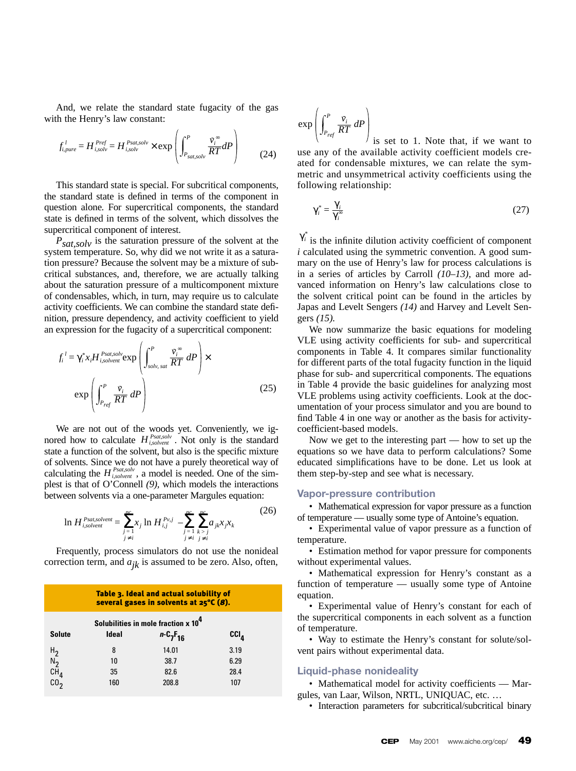And, we relate the standard state fugacity of the gas with the Henry's law constant:

$$f_{i,pure}^{l} = H_{i,solv}^{Pref} = H_{i,solv}^{Psat,solv} \times \exp\left(\int_{P_{sat,solv}}^{P} \frac{\bar{v}_i^{\infty}}{RT} dP\right) \tag{24}$$

This standard state is special. For subcritical components, the standard state is defined in terms of the component in question alone. For supercritical components, the standard state is defined in terms of the solvent, which dissolves the supercritical component of interest.

$P_{sat,solv}$ is the saturation pressure of the solvent at the system temperature. So, why did we not write it as a saturation pressure? Because the solvent may be a mixture of subcritical substances, and, therefore, we are actually talking about the saturation pressure of a multicomponent mixture of condensables, which, in turn, may require us to calculate activity coefficients. We can combine the standard state definition, pressure dependency, and activity coefficient to yield an expression for the fugacity of a supercritical component:

$$f_i^{\,l} = \gamma_i^* x_i H_{i,solvent}^{Psat,solv} \exp\left(\int_{solv,\,sat}^{P} \frac{\bar{v}_i^{\infty}}{RT} dP\right) \times \exp\left(\int_{P_{ref}}^{P} \frac{\bar{v}_i}{RT} dP\right) \tag{25}$$

We are not out of the woods yet. Conveniently, we ignored how to calculate $H_{i,solvent}^{Psat,solv}$. Not only is the standard state a function of the solvent, but also is the specific mixture of solvents. Since we do not have a purely theoretical way of calculating the $H_{i,solvent}^{Psat,solv}$, a model is needed. One of the simplest is that of O'Connell *(9)*, which models the interactions between solvents via a one-parameter Margules equation:

$$\ln H_{i,solvent}^{Psat,solvent} = \sum_{\substack{j=1 \\ j \neq i}}^{nc} x_j \ln H_{i,j}^{Pv,j} - \sum_{\substack{j=1 \\ j \neq i}}^{nc} \sum_{\substack{k>j \\ j \neq i}}^{nc} a_{jk} x_j x_k \tag{26}$$

Frequently, process simulators do not use the nonideal correction term, and $a_{jk}$ is assumed to be zero. Also, often,

**Table 3. Ideal and actual solubility of several gases in solvents at 25°C (*8*).**

| Solute | Solubilities in mole fraction x $10^4$ | | |
|---|---|---|---|
| | Ideal | $n$-$C_7F_{16}$ | $CCl_4$ |
| $H_2$ | 8 | 14.01 | 3.19 |
| $N_2$ | 10 | 38.7 | 6.29 |
| $CH_4$ | 35 | 82.6 | 28.4 |
| $CO_2$ | 160 | 208.8 | 107 |

$\exp\left(\int_{P_{ref}}^{P} \frac{\bar{v}_i}{RT} dP\right)$ is set to 1. Note that, if we want to use any of the available activity coefficient models created for condensable mixtures, we can relate the symmetric and unsymmetrical activity coefficients using the following relationship:

$$\gamma_i^* = \frac{\gamma_i}{\gamma_i^{\infty}} \tag{27}$$

$\gamma_i^*$ is the infinite dilution activity coefficient of component $i$ calculated using the symmetric convention. A good summary on the use of Henry's law for process calculations is in a series of articles by Carroll *(10–13)*, and more advanced information on Henry's law calculations close to the solvent critical point can be found in the articles by Japas and Levelt Sengers *(14)* and Harvey and Levelt Sengers *(15)*.

We now summarize the basic equations for modeling VLE using activity coefficients for sub- and supercritical components in Table 4. It compares similar functionality for different parts of the total fugacity function in the liquid phase for sub- and supercritical components. The equations in Table 4 provide the basic guidelines for analyzing most VLE problems using activity coefficients. Look at the documentation of your process simulator and you are bound to find Table 4 in one way or another as the basis for activity-coefficient-based models.

Now we get to the interesting part — how to set up the equations so we have data to perform calculations? Some educated simplifications have to be done. Let us look at them step-by-step and see what is necessary.

### Vapor-pressure contribution

- Mathematical expression for vapor pressure as a function of temperature — usually some type of Antoine's equation.
- Experimental value of vapor pressure as a function of temperature.
- Estimation method for vapor pressure for components without experimental values.
- Mathematical expression for Henry's constant as a function of temperature — usually some type of Antoine equation.
- Experimental value of Henry's constant for each of the supercritical components in each solvent as a function of temperature.
- Way to estimate the Henry's constant for solute/solvent pairs without experimental data.

### Liquid-phase nonideality

- Mathematical model for activity coefficients — Margules, van Laar, Wilson, NRTL, UNIQUAC, etc. …
- Interaction parameters for subcritical/subcritical binary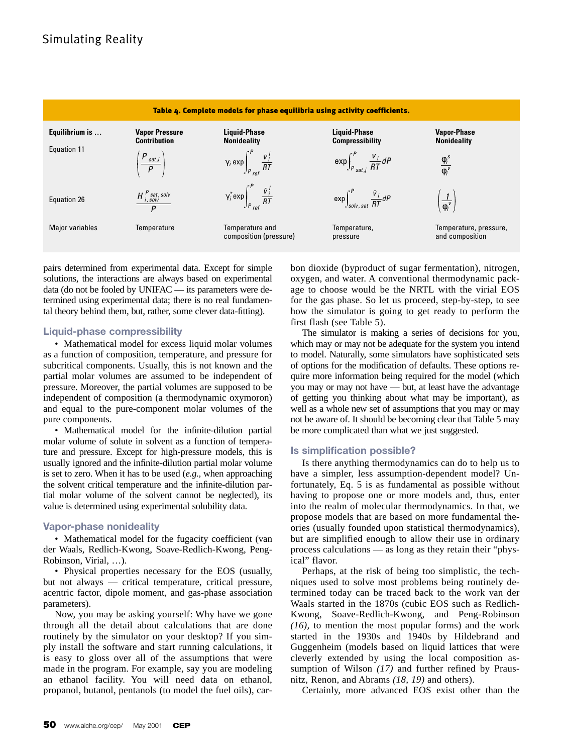**Table 4. Complete models for phase equilibria using activity coefficients.**

| Equilibrium is … | Vapor Pressure Contribution | Liquid-Phase Nonideality | Liquid-Phase Compressibility | Vapor-Phase Nonideality |
|---|---|---|---|---|
| Equation 11 | $\left(\frac{P_{sat,i}}{P}\right)$ | $\gamma_i \exp\int_{P_{ref}}^{P} \frac{\bar{v}_i^l}{RT}$ | $\exp\int_{P_{sat,i}}^{P} \frac{v_i}{RT} dP$ | $\frac{\varphi_i^s}{\varphi_i^v}$ |
| Equation 26 | $\frac{H_{i,solv}^{P_{sat,solv}}}{P}$ | $\gamma_i^* \exp\int_{P_{ref}}^{P} \frac{\bar{v}_i^l}{RT}$ | $\exp\int_{solv,sat}^{P} \frac{\bar{v}_i}{RT} dP$ | $\left(\frac{1}{\varphi_i^v}\right)$ |
| Major variables | Temperature | Temperature and composition (pressure) | Temperature, pressure | Temperature, pressure, and composition |

pairs determined from experimental data. Except for simple solutions, the interactions are always based on experimental data (do not be fooled by UNIFAC — its parameters were determined using experimental data; there is no real fundamental theory behind them, but, rather, some clever data-fitting).

### Liquid-phase compressibility

- Mathematical model for excess liquid molar volumes as a function of composition, temperature, and pressure for subcritical components. Usually, this is not known and the partial molar volumes are assumed to be independent of pressure. Moreover, the partial volumes are supposed to be independent of composition (a thermodynamic oxymoron) and equal to the pure-component molar volumes of the pure components.
- Mathematical model for the infinite-dilution partial molar volume of solute in solvent as a function of temperature and pressure. Except for high-pressure models, this is usually ignored and the infinite-dilution partial molar volume is set to zero. When it has to be used (*e.g.,* when approaching the solvent critical temperature and the infinite-dilution partial molar volume of the solvent cannot be neglected), its value is determined using experimental solubility data.

### Vapor-phase nonideality

- Mathematical model for the fugacity coefficient (van der Waals, Redlich-Kwong, Soave-Redlich-Kwong, Peng-Robinson, Virial, …).
- Physical properties necessary for the EOS (usually, but not always — critical temperature, critical pressure, acentric factor, dipole moment, and gas-phase association parameters).

Now, you may be asking yourself: Why have we gone through all the detail about calculations that are done routinely by the simulator on your desktop? If you simply install the software and start running calculations, it is easy to gloss over all of the assumptions that were made in the program. For example, say you are modeling an ethanol facility. You will need data on ethanol, propanol, butanol, pentanols (to model the fuel oils), carbon dioxide (byproduct of sugar fermentation), nitrogen, oxygen, and water. A conventional thermodynamic package to choose would be the NRTL with the virial EOS for the gas phase. So let us proceed, step-by-step, to see how the simulator is going to get ready to perform the first flash (see Table 5).

The simulator is making a series of decisions for you, which may or may not be adequate for the system you intend to model. Naturally, some simulators have sophisticated sets of options for the modification of defaults. These options require more information being required for the model (which you may or may not have — but, at least have the advantage of getting you thinking about what may be important), as well as a whole new set of assumptions that you may or may not be aware of. It should be becoming clear that Table 5 may be more complicated than what we just suggested.

### Is simplification possible?

Is there anything thermodynamics can do to help us to have a simpler, less assumption-dependent model? Unfortunately, Eq. 5 is as fundamental as possible without having to propose one or more models and, thus, enter into the realm of molecular thermodynamics. In that, we propose models that are based on more fundamental theories (usually founded upon statistical thermodynamics), but are simplified enough to allow their use in ordinary process calculations — as long as they retain their "physical" flavor.

Perhaps, at the risk of being too simplistic, the techniques used to solve most problems being routinely determined today can be traced back to the work van der Waals started in the 1870s (cubic EOS such as Redlich-Kwong, Soave-Redlich-Kwong, and Peng-Robinson *(16),* to mention the most popular forms) and the work started in the 1930s and 1940s by Hildebrand and Guggenheim (models based on liquid lattices that were cleverly extended by using the local composition assumption of Wilson *(17)* and further refined by Prausnitz, Renon, and Abrams *(18, 19)* and others).

Certainly, more advanced EOS exist other than the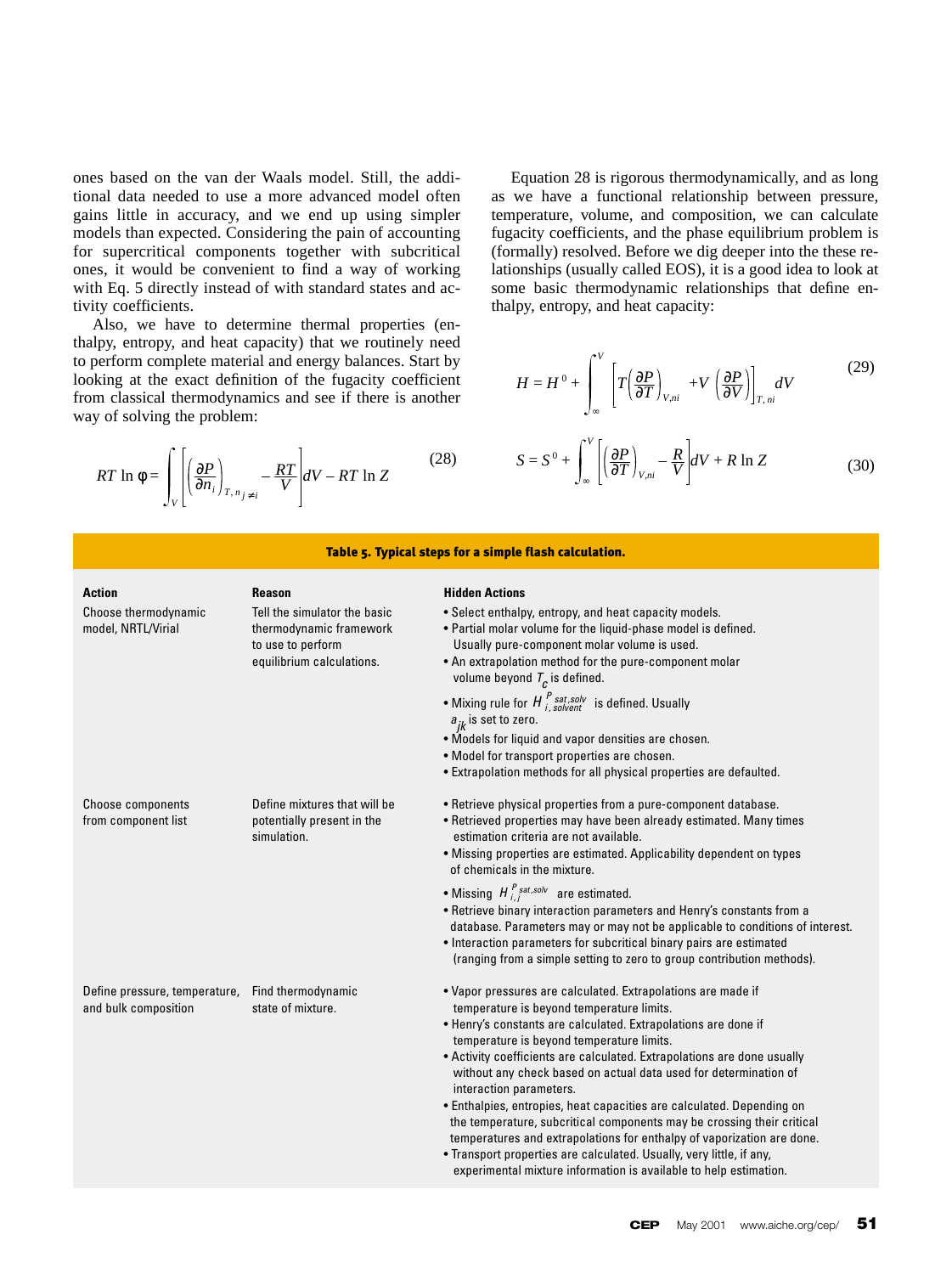ones based on the van der Waals model. Still, the additional data needed to use a more advanced model often gains little in accuracy, and we end up using simpler models than expected. Considering the pain of accounting for supercritical components together with subcritical ones, it would be convenient to find a way of working with Eq. 5 directly instead of with standard states and activity coefficients.

Also, we have to determine thermal properties (enthalpy, entropy, and heat capacity) that we routinely need to perform complete material and energy balances. Start by looking at the exact definition of the fugacity coefficient from classical thermodynamics and see if there is another way of solving the problem:

$$RT \ln \phi = \int_V^{\infty} \left[ \left( \frac{\partial P}{\partial n_i} \right)_{T, n_{j \neq i}} - \frac{RT}{V} \right] dV - RT \ln Z \tag{28}$$

Equation 28 is rigorous thermodynamically, and as long as we have a functional relationship between pressure, temperature, volume, and composition, we can calculate fugacity coefficients, and the phase equilibrium problem is (formally) resolved. Before we dig deeper into the these relationships (usually called EOS), it is a good idea to look at some basic thermodynamic relationships that define enthalpy, entropy, and heat capacity:

$$H = H^0 + \int_{\infty}^{V} \left[ T \left( \frac{\partial P}{\partial T} \right)_{V,ni} + V \left( \frac{\partial P}{\partial V} \right) \right]_{T,\, ni} dV \tag{29}$$

$$S = S^0 + \int_{\infty}^{V} \left[ \left( \frac{\partial P}{\partial T} \right)_{V,ni} - \frac{R}{V} \right] dV + R \ln Z \tag{30}$$

**Table 5. Typical steps for a simple flash calculation.**

| Action | Reason | Hidden Actions |
|---|---|---|
| Choose thermodynamic model, NRTL/Virial | Tell the simulator the basic thermodynamic framework to use to perform equilibrium calculations. | • Select enthalpy, entropy, and heat capacity models.<br>• Partial molar volume for the liquid-phase model is defined. Usually pure-component molar volume is used.<br>• An extrapolation method for the pure-component molar volume beyond $T_c$ is defined.<br>• Mixing rule for $H_{i,\,solvent}^{P\,sat,solv}$ is defined. Usually $a_{jk}$ is set to zero.<br>• Models for liquid and vapor densities are chosen.<br>• Model for transport properties are chosen.<br>• Extrapolation methods for all physical properties are defaulted. |
| Choose components from component list | Define mixtures that will be potentially present in the simulation. | • Retrieve physical properties from a pure-component database.<br>• Retrieved properties may have been already estimated. Many times estimation criteria are not available.<br>• Missing properties are estimated. Applicability dependent on types of chemicals in the mixture.<br>• Missing $H_{i,j}^{P\,sat,solv}$ are estimated.<br>• Retrieve binary interaction parameters and Henry's constants from a database. Parameters may or may not be applicable to conditions of interest.<br>• Interaction parameters for subcritical binary pairs are estimated (ranging from a simple setting to zero to group contribution methods). |
| Define pressure, temperature, and bulk composition | Find thermodynamic state of mixture. | • Vapor pressures are calculated. Extrapolations are made if temperature is beyond temperature limits.<br>• Henry's constants are calculated. Extrapolations are done if temperature is beyond temperature limits.<br>• Activity coefficients are calculated. Extrapolations are done usually without any check based on actual data used for determination of interaction parameters.<br>• Enthalpies, entropies, heat capacities are calculated. Depending on the temperature, subcritical components may be crossing their critical temperatures and extrapolations for enthalpy of vaporization are done.<br>• Transport properties are calculated. Usually, very little, if any, experimental mixture information is available to help estimation. |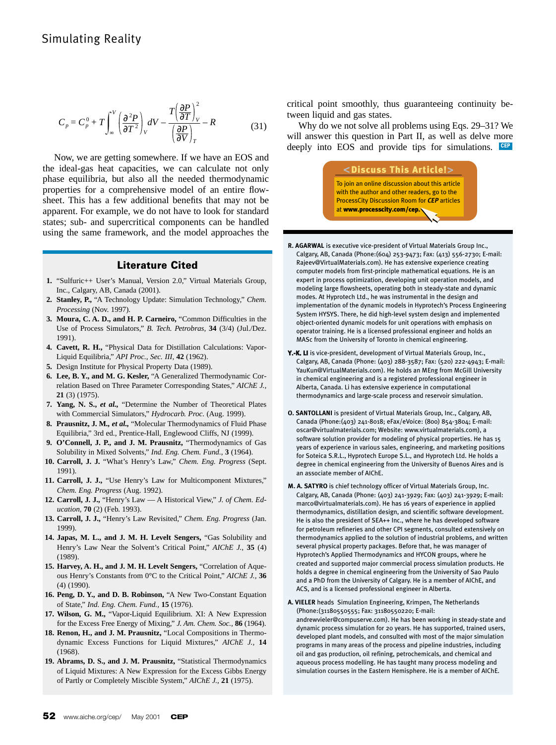$$C_p = C_p^0 + T\int_{\infty}^{V}\left(\frac{\partial^2 P}{\partial T^2}\right)_V dV - \frac{T\left(\frac{\partial P}{\partial T}\right)_V^2}{\left(\frac{\partial P}{\partial V}\right)_T} - R \tag{31}$$

Now, we are getting somewhere. If we have an EOS and the ideal-gas heat capacities, we can calculate not only phase equilibria, but also all the needed thermodynamic properties for a comprehensive model of an entire flowsheet. This has a few additional benefits that may not be apparent. For example, we do not have to look for standard states; sub- and supercritical components can be handled using the same framework, and the model approaches the critical point smoothly, thus guaranteeing continuity between liquid and gas states.

Why do we not solve all problems using Eqs. 29–31? We will answer this question in Part II, as well as delve more deeply into EOS and provide tips for simulations. CEP

**<Discuss This Article!>**

To join an online discussion about this article with the author and other readers, go to the ProcessCity Discussion Room for *CEP* articles at **www.processcity.com/cep.**

## Literature Cited

1. "Sulfuric++ User's Manual, Version 2.0," Virtual Materials Group, Inc., Calgary, AB, Canada (2001).
2. **Stanley, P.,** "A Technology Update: Simulation Technology," *Chem. Processing* (Nov. 1997).
3. **Moura, C. A. D., and H. P. Carneiro,** "Common Difficulties in the Use of Process Simulators," *B. Tech. Petrobras,* **34** (3/4) (Jul./Dez. 1991).
4. **Cavett, R. H.,** "Physical Data for Distillation Calculations: Vapor-Liquid Equilibria," *API Proc., Sec. III,* **42** (1962).
5. Design Institute for Physical Property Data (1989).
6. **Lee, B. Y., and M. G. Kesler,** "A Generalized Thermodynamic Correlation Based on Three Parameter Corresponding States," *AIChE J.,* **21** (3) (1975).
7. **Yang, N. S., *et al.*,** "Determine the Number of Theoretical Plates with Commercial Simulators," *Hydrocarb. Proc.* (Aug. 1999).
8. **Prausnitz, J. M., *et al.*,** "Molecular Thermodynamics of Fluid Phase Equilibria," 3rd ed., Prentice-Hall, Englewood Cliffs, NJ (1999).
9. **O'Connell, J. P., and J. M. Prausnitz,** "Thermodynamics of Gas Solubility in Mixed Solvents," *Ind. Eng. Chem. Fund.,* **3** (1964).
10. **Carroll, J. J.** "What's Henry's Law," *Chem. Eng. Progress* (Sept. 1991).
11. **Carroll, J. J.,** "Use Henry's Law for Multicomponent Mixtures," *Chem. Eng. Progress* (Aug. 1992).
12. **Carroll, J. J.,** "Henry's Law — A Historical View," *J. of Chem. Education,* **70** (2) (Feb. 1993).
13. **Carroll, J. J.,** "Henry's Law Revisited," *Chem. Eng. Progress* (Jan. 1999).
14. **Japas, M. L., and J. M. H. Levelt Sengers,** "Gas Solubility and Henry's Law Near the Solvent's Critical Point," *AIChE J.,* **35** (4) (1989).
15. **Harvey, A. H., and J. M. H. Levelt Sengers,** "Correlation of Aqueous Henry's Constants from 0°C to the Critical Point," *AIChE J.,* **36** (4) (1990).
16. **Peng, D. Y., and D. B. Robinson,** "A New Two-Constant Equation of State," *Ind. Eng. Chem. Fund.,* **15** (1976).
17. **Wilson, G. M.,** "Vapor-Liquid Equilibrium. XI: A New Expression for the Excess Free Energy of Mixing," *J. Am. Chem. Soc.,* **86** (1964).
18. **Renon, H., and J. M. Prausnitz,** "Local Compositions in Thermodynamic Excess Functions for Liquid Mixtures," *AIChE J.,* **14** (1968).
19. **Abrams, D. S., and J. M. Prausnitz,** "Statistical Thermodynamics of Liquid Mixtures: A New Expression for the Excess Gibbs Energy of Partly or Completely Miscible System," *AIChE J.,* **21** (1975).

**R. AGARWAL** is executive vice-president of Virtual Materials Group Inc., Calgary, AB, Canada (Phone:(604) 253-9473; Fax: (413) 556-2730; E-mail: Rajeev@VirtualMaterials.com). He has extensive experience creating computer models from first-principle mathematical equations. He is an expert in process optimization, developing unit operation models, and modeling large flowsheets, operating both in steady-state and dynamic modes. At Hyprotech Ltd., he was instrumental in the design and implementation of the dynamic models in Hyprotech's Process Engineering System HYSYS. There, he did high-level system design and implemented object-oriented dynamic models for unit operations with emphasis on operator training. He is a licensed professional engineer and holds an MASc from the University of Toronto in chemical engineering.

**Y.-K. LI** is vice-president, development of Virtual Materials Group, Inc., Calgary, AB, Canada (Phone: (403) 288-3587; Fax: (520) 222-4943; E-mail: YauKun@VirtualMaterials.com). He holds an MEng from McGill University in chemical engineering and is a registered professional engineer in Alberta, Canada. Li has extensive experience in computational thermodynamics and large-scale process and reservoir simulation.

**O. SANTOLLANI** is president of Virtual Materials Group, Inc., Calgary, AB, Canada (Phone:(403) 241-8018; eFax/eVoice: (800) 854-3804; E-mail: oscar@virtualmaterials.com; Website: www.virtualmaterials.com), a software solution provider for modeling of physical properties. He has 15 years of experience in various sales, engineering, and marketing positions for Soteica S.R.L., Hyprotech Europe S.L., and Hyprotech Ltd. He holds a degree in chemical engineering from the University of Buenos Aires and is an associate member of AIChE.

**M. A. SATYRO** is chief technology officer of Virtual Materials Group, Inc. Calgary, AB, Canada (Phone: (403) 241-3929; Fax: (403) 241-3929; E-mail: marco@virtualmaterials.com). He has 16 years of experience in applied thermodynamics, distillation design, and scientific software development. He is also the president of SEA++ Inc., where he has developed software for petroleum refineries and other CPI segments, consulted extensively on thermodynamics applied to the solution of industrial problems, and written several physical property packages. Before that, he was manager of Hyprotech's Applied Thermodynamics and HYCON groups, where he created and supported major commercial process simulation products. He holds a degree in chemical engineering from the University of Sao Paulo and a PhD from the University of Calgary. He is a member of AIChE, and ACS, and is a licensed professional engineer in Alberta.

**A. VIELER** heads Simulation Engineering, Krimpen, The Netherlands (Phone:(31180550555; Fax: 31180550220; E-mail: andrewvieler@compuserve.com). He has been working in steady-state and dynamic process simulation for 20 years. He has supported, trained users, developed plant models, and consulted with most of the major simulation programs in many areas of the process and pipeline industries, including oil and gas production, oil refining, petrochemicals, and chemical and aqueous process modelling. He has taught many process modeling and simulation courses in the Eastern Hemisphere. He is a member of AIChE.